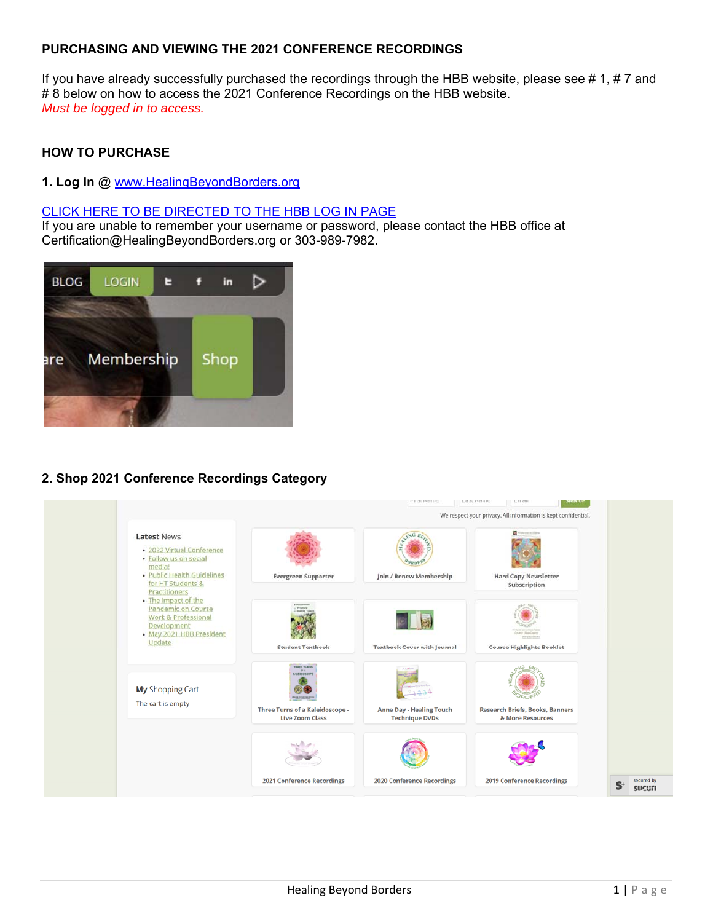## PURCHASING AND VIEWING THE 2021 CONFERENCE RECORDINGS

If you have already successfully purchased the recordings through the HBB website, please see # 1, # 7 and # 8 below on how to access the 2021 Conference Recordings on the HBB website.
*Must be logged in to access.*

## HOW TO PURCHASE

**1. Log In** @ [www.HealingBeyondBorders.org](www.HealingBeyondBorders.org)

[CLICK HERE TO BE DIRECTED TO THE HBB LOG IN PAGE]()
If you are unable to remember your username or password, please contact the HBB office at Certification@HealingBeyondBorders.org or 303-989-7982.

**2. Shop 2021 Conference Recordings Category**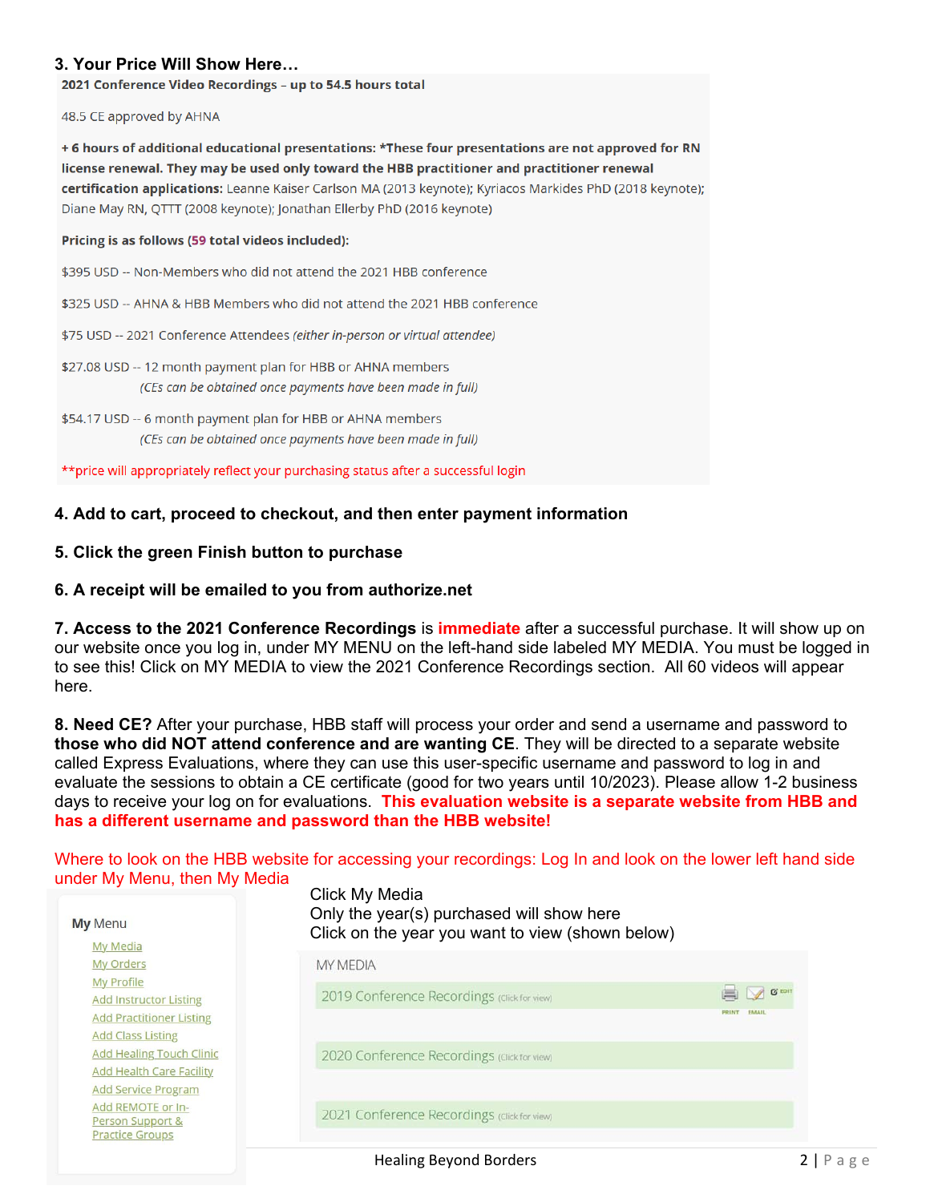**3. Your Price Will Show Here…**

**2021 Conference Video Recordings – up to 54.5 hours total**

48.5 CE approved by AHNA

**+ 6 hours of additional educational presentations: *These four presentations are not approved for RN license renewal. They may be used only toward the HBB practitioner and practitioner renewal certification applications:** Leanne Kaiser Carlson MA (2013 keynote); Kyriacos Markides PhD (2018 keynote); Diane May RN, QTTT (2008 keynote); Jonathan Ellerby PhD (2016 keynote)

**Pricing is as follows (59 total videos included):**

$395 USD -- Non-Members who did not attend the 2021 HBB conference

$325 USD -- AHNA & HBB Members who did not attend the 2021 HBB conference

$75 USD -- 2021 Conference Attendees *(either in-person or virtual attendee)*

$27.08 USD -- 12 month payment plan for HBB or AHNA members
*(CEs can be obtained once payments have been made in full)*

$54.17 USD -- 6 month payment plan for HBB or AHNA members
*(CEs can be obtained once payments have been made in full)*

**price will appropriately reflect your purchasing status after a successful login

**4. Add to cart, proceed to checkout, and then enter payment information**

**5. Click the green Finish button to purchase**

**6. A receipt will be emailed to you from authorize.net**

**7. Access to the 2021 Conference Recordings** is **immediate** after a successful purchase. It will show up on our website once you log in, under MY MENU on the left-hand side labeled MY MEDIA. You must be logged in to see this! Click on MY MEDIA to view the 2021 Conference Recordings section. All 60 videos will appear here.

**8. Need CE?** After your purchase, HBB staff will process your order and send a username and password to **those who did NOT attend conference and are wanting CE**. They will be directed to a separate website called Express Evaluations, where they can use this user-specific username and password to log in and evaluate the sessions to obtain a CE certificate (good for two years until 10/2023). Please allow 1-2 business days to receive your log on for evaluations. **This evaluation website is a separate website from HBB and has a different username and password than the HBB website!**

Where to look on the HBB website for accessing your recordings: Log In and look on the lower left hand side under My Menu, then My Media

**My** Menu

- My Media
- My Orders
- My Profile
- Add Instructor Listing
- Add Practitioner Listing
- Add Class Listing
- Add Healing Touch Clinic
- Add Health Care Facility
- Add Service Program
- Add REMOTE or In-Person Support & Practice Groups

Click My Media
Only the year(s) purchased will show here
Click on the year you want to view (shown below)

MY MEDIA

2019 Conference Recordings (Click for view) PRINT EMAIL EDIT

2020 Conference Recordings (Click for view)

2021 Conference Recordings (Click for view)